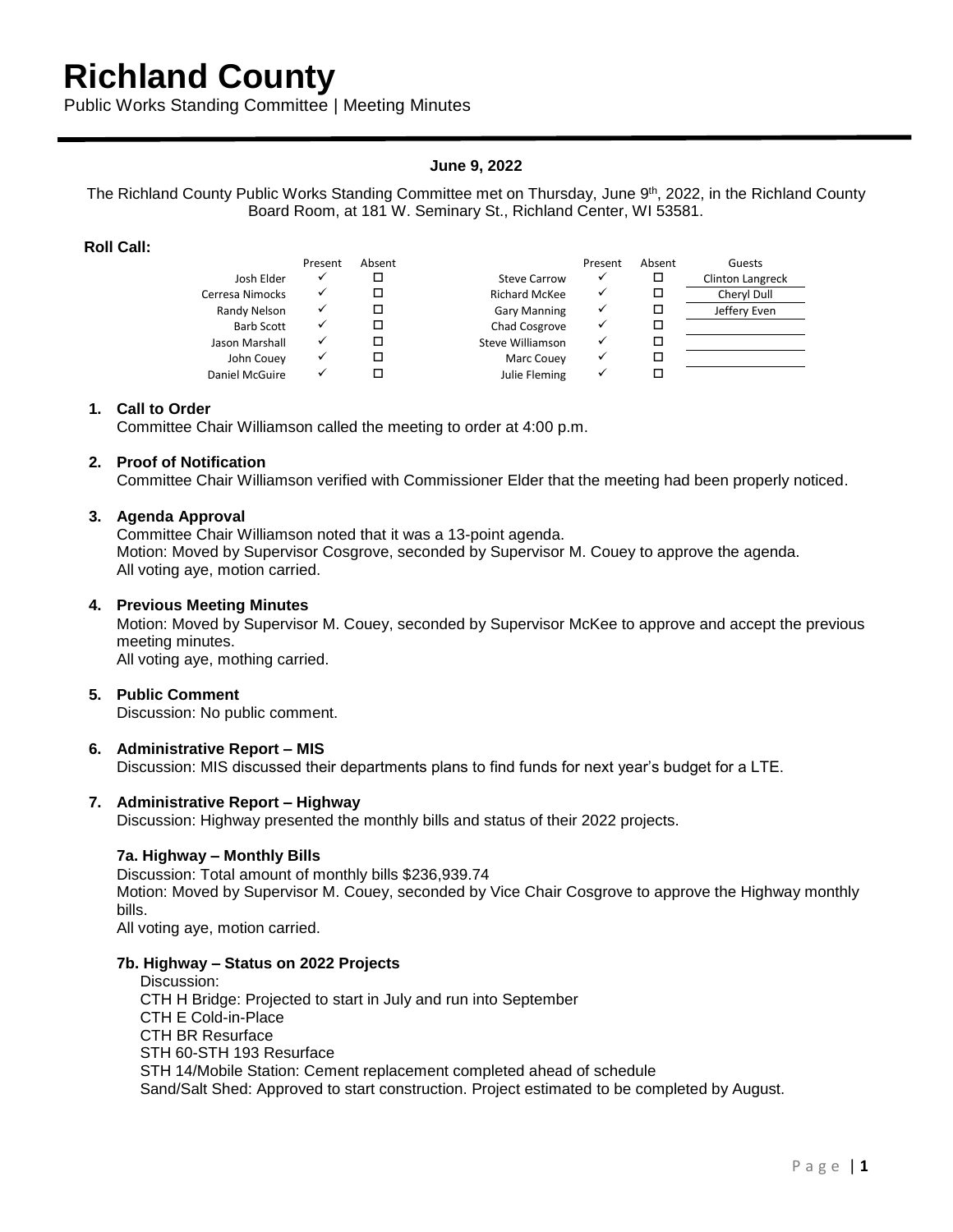# Richland County

Public Works Standing Committee | Meeting Minutes

**June 9, 2022**

The Richland County Public Works Standing Committee met on Thursday, June 9th, 2022, in the Richland County Board Room, at 181 W. Seminary St., Richland Center, WI 53581.

**Roll Call:**

| | Present | Absent | | Present | Absent | Guests |
|---|---|---|---|---|---|---|
| Josh Elder | ✓ | ☐ | Steve Carrow | ✓ | ☐ | Clinton Langreck |
| Cerresa Nimocks | ✓ | ☐ | Richard McKee | ✓ | ☐ | Cheryl Dull |
| Randy Nelson | ✓ | ☐ | Gary Manning | ✓ | ☐ | Jeffery Even |
| Barb Scott | ✓ | ☐ | Chad Cosgrove | ✓ | ☐ | |
| Jason Marshall | ✓ | ☐ | Steve Williamson | ✓ | ☐ | |
| John Couey | ✓ | ☐ | Marc Couey | ✓ | ☐ | |
| Daniel McGuire | ✓ | ☐ | Julie Fleming | ✓ | ☐ | |

1. **Call to Order**
   Committee Chair Williamson called the meeting to order at 4:00 p.m.

2. **Proof of Notification**
   Committee Chair Williamson verified with Commissioner Elder that the meeting had been properly noticed.

3. **Agenda Approval**
   Committee Chair Williamson noted that it was a 13-point agenda.
   Motion: Moved by Supervisor Cosgrove, seconded by Supervisor M. Couey to approve the agenda.
   All voting aye, motion carried.

4. **Previous Meeting Minutes**
   Motion: Moved by Supervisor M. Couey, seconded by Supervisor McKee to approve and accept the previous meeting minutes.
   All voting aye, mothing carried.

5. **Public Comment**
   Discussion: No public comment.

6. **Administrative Report – MIS**
   Discussion: MIS discussed their departments plans to find funds for next year's budget for a LTE.

7. **Administrative Report – Highway**
   Discussion: Highway presented the monthly bills and status of their 2022 projects.

   **7a. Highway – Monthly Bills**
   Discussion: Total amount of monthly bills $236,939.74
   Motion: Moved by Supervisor M. Couey, seconded by Vice Chair Cosgrove to approve the Highway monthly bills.
   All voting aye, motion carried.

   **7b. Highway – Status on 2022 Projects**
   Discussion:
   CTH H Bridge: Projected to start in July and run into September
   CTH E Cold-in-Place
   CTH BR Resurface
   STH 60-STH 193 Resurface
   STH 14/Mobile Station: Cement replacement completed ahead of schedule
   Sand/Salt Shed: Approved to start construction. Project estimated to be completed by August.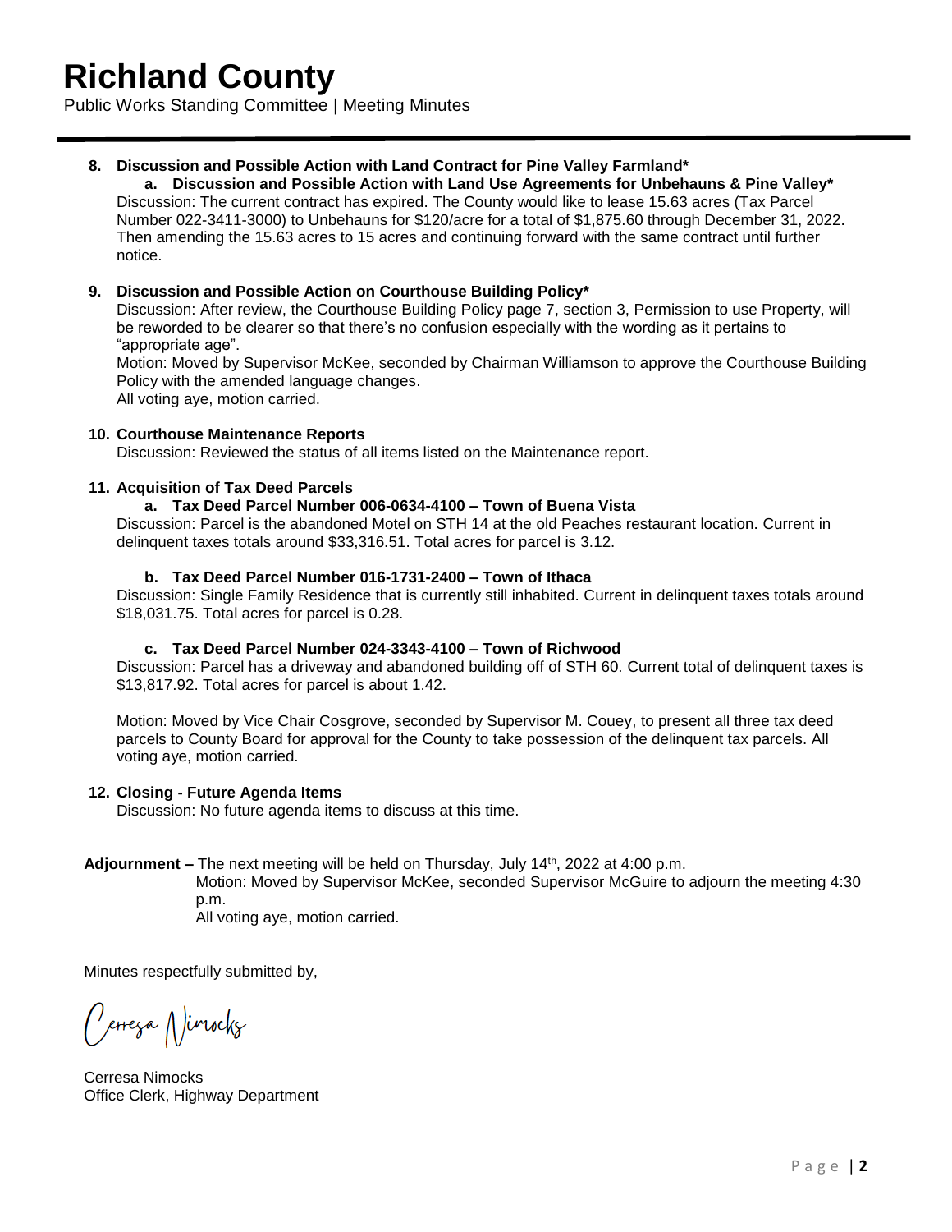# Richland County

Public Works Standing Committee | Meeting Minutes

**8. Discussion and Possible Action with Land Contract for Pine Valley Farmland***

**a. Discussion and Possible Action with Land Use Agreements for Unbehauns & Pine Valley***

Discussion: The current contract has expired. The County would like to lease 15.63 acres (Tax Parcel Number 022-3411-3000) to Unbehauns for $120/acre for a total of $1,875.60 through December 31, 2022. Then amending the 15.63 acres to 15 acres and continuing forward with the same contract until further notice.

**9. Discussion and Possible Action on Courthouse Building Policy***

Discussion: After review, the Courthouse Building Policy page 7, section 3, Permission to use Property, will be reworded to be clearer so that there's no confusion especially with the wording as it pertains to "appropriate age".

Motion: Moved by Supervisor McKee, seconded by Chairman Williamson to approve the Courthouse Building Policy with the amended language changes.

All voting aye, motion carried.

**10. Courthouse Maintenance Reports**

Discussion: Reviewed the status of all items listed on the Maintenance report.

**11. Acquisition of Tax Deed Parcels**

**a. Tax Deed Parcel Number 006-0634-4100 – Town of Buena Vista**

Discussion: Parcel is the abandoned Motel on STH 14 at the old Peaches restaurant location. Current in delinquent taxes totals around $33,316.51. Total acres for parcel is 3.12.

**b. Tax Deed Parcel Number 016-1731-2400 – Town of Ithaca**

Discussion: Single Family Residence that is currently still inhabited. Current in delinquent taxes totals around $18,031.75. Total acres for parcel is 0.28.

**c. Tax Deed Parcel Number 024-3343-4100 – Town of Richwood**

Discussion: Parcel has a driveway and abandoned building off of STH 60. Current total of delinquent taxes is $13,817.92. Total acres for parcel is about 1.42.

Motion: Moved by Vice Chair Cosgrove, seconded by Supervisor M. Couey, to present all three tax deed parcels to County Board for approval for the County to take possession of the delinquent tax parcels. All voting aye, motion carried.

**12. Closing - Future Agenda Items**

Discussion: No future agenda items to discuss at this time.

**Adjournment –** The next meeting will be held on Thursday, July 14th, 2022 at 4:00 p.m.

Motion: Moved by Supervisor McKee, seconded Supervisor McGuire to adjourn the meeting 4:30 p.m.

All voting aye, motion carried.

Minutes respectfully submitted by,

Cerresa Nimocks

Cerresa Nimocks
Office Clerk, Highway Department